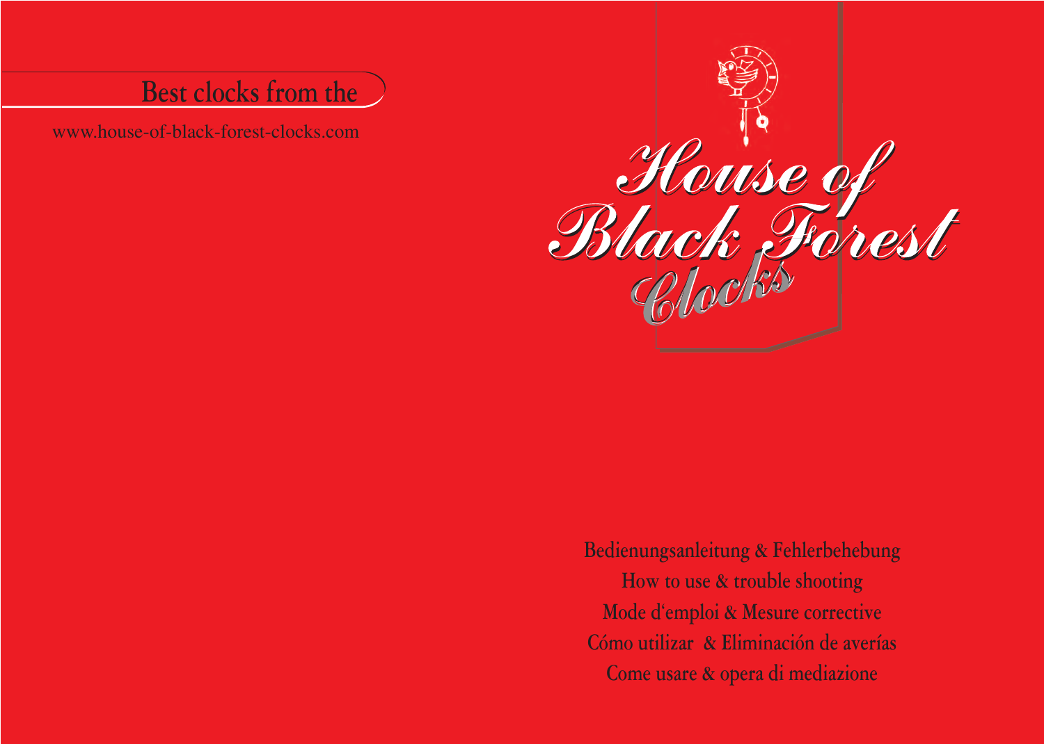Best clocks from the

www.house-of-black-forest-clocks.com

# House of Black Forest Clocks

Bedienungsanleitung & Fehlerbehebung

How to use & trouble shooting

Mode d'emploi & Mesure corrective

Cómo utilizar & Eliminación de averías

Come usare & opera di mediazione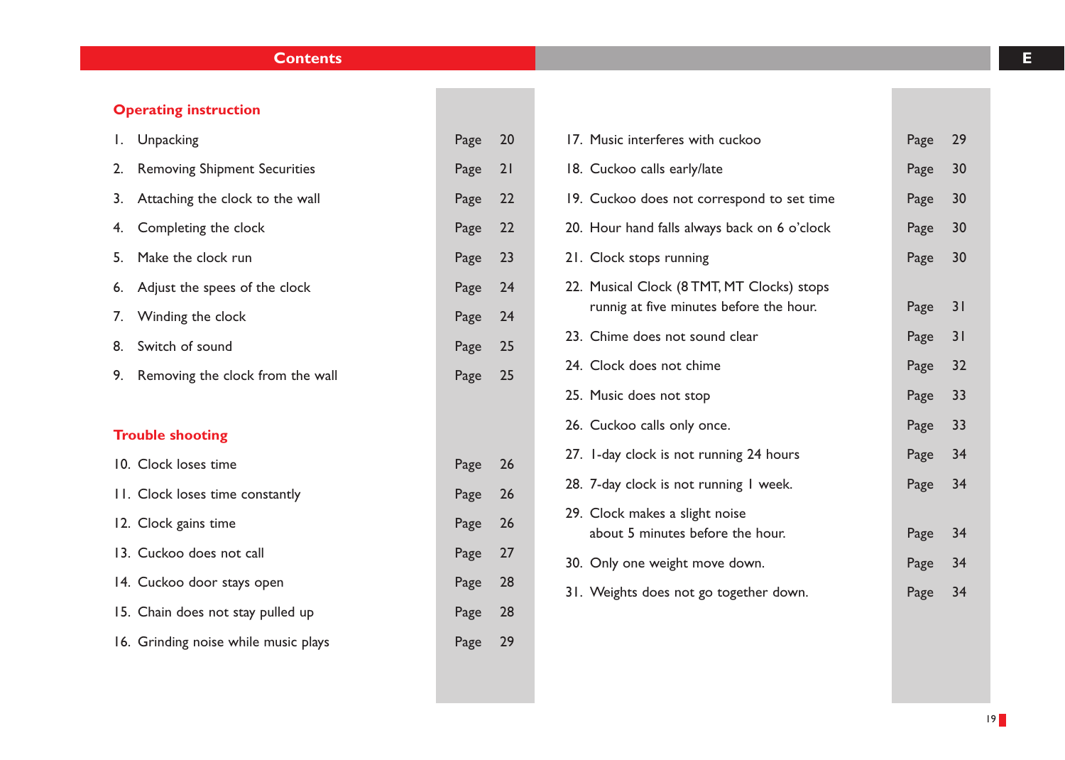# Contents

**E**

## Operating instruction

1. Unpacking — Page 20
2. Removing Shipment Securities — Page 21
3. Attaching the clock to the wall — Page 22
4. Completing the clock — Page 22
5. Make the clock run — Page 23
6. Adjust the spees of the clock — Page 24
7. Winding the clock — Page 24
8. Switch of sound — Page 25
9. Removing the clock from the wall — Page 25

## Trouble shooting

10. Clock loses time — Page 26
11. Clock loses time constantly — Page 26
12. Clock gains time — Page 26
13. Cuckoo does not call — Page 27
14. Cuckoo door stays open — Page 28
15. Chain does not stay pulled up — Page 28
16. Grinding noise while music plays — Page 29
17. Music interferes with cuckoo — Page 29
18. Cuckoo calls early/late — Page 30
19. Cuckoo does not correspond to set time — Page 30
20. Hour hand falls always back on 6 o'clock — Page 30
21. Clock stops running — Page 30
22. Musical Clock (8 TMT, MT Clocks) stops runnig at five minutes before the hour. — Page 31
23. Chime does not sound clear — Page 31
24. Clock does not chime — Page 32
25. Music does not stop — Page 33
26. Cuckoo calls only once. — Page 33
27. 1-day clock is not running 24 hours — Page 34
28. 7-day clock is not running 1 week. — Page 34
29. Clock makes a slight noise about 5 minutes before the hour. — Page 34
30. Only one weight move down. — Page 34
31. Weights does not go together down. — Page 34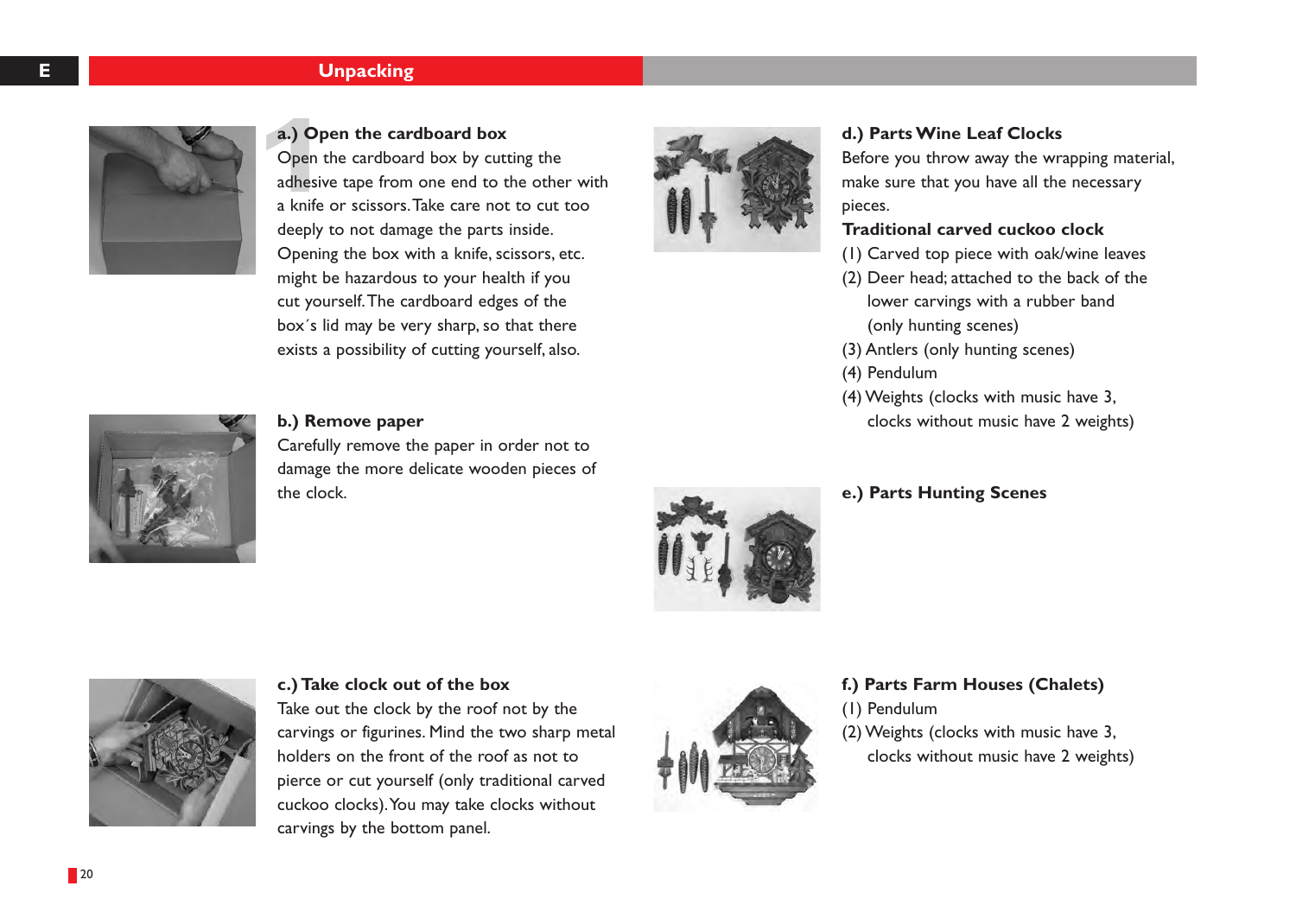## Unpacking

### a.) Open the cardboard box

Open the cardboard box by cutting the adhesive tape from one end to the other with a knife or scissors. Take care not to cut too deeply to not damage the parts inside. Opening the box with a knife, scissors, etc. might be hazardous to your health if you cut yourself. The cardboard edges of the box´s lid may be very sharp, so that there exists a possibility of cutting yourself, also.

### b.) Remove paper

Carefully remove the paper in order not to damage the more delicate wooden pieces of the clock.

### c.) Take clock out of the box

Take out the clock by the roof not by the carvings or figurines. Mind the two sharp metal holders on the front of the roof as not to pierce or cut yourself (only traditional carved cuckoo clocks). You may take clocks without carvings by the bottom panel.

### d.) Parts Wine Leaf Clocks

Before you throw away the wrapping material, make sure that you have all the necessary pieces.

**Traditional carved cuckoo clock**

(1) Carved top piece with oak/wine leaves
(2) Deer head; attached to the back of the lower carvings with a rubber band (only hunting scenes)
(3) Antlers (only hunting scenes)
(4) Pendulum
(4) Weights (clocks with music have 3, clocks without music have 2 weights)

### e.) Parts Hunting Scenes

### f.) Parts Farm Houses (Chalets)

(1) Pendulum
(2) Weights (clocks with music have 3, clocks without music have 2 weights)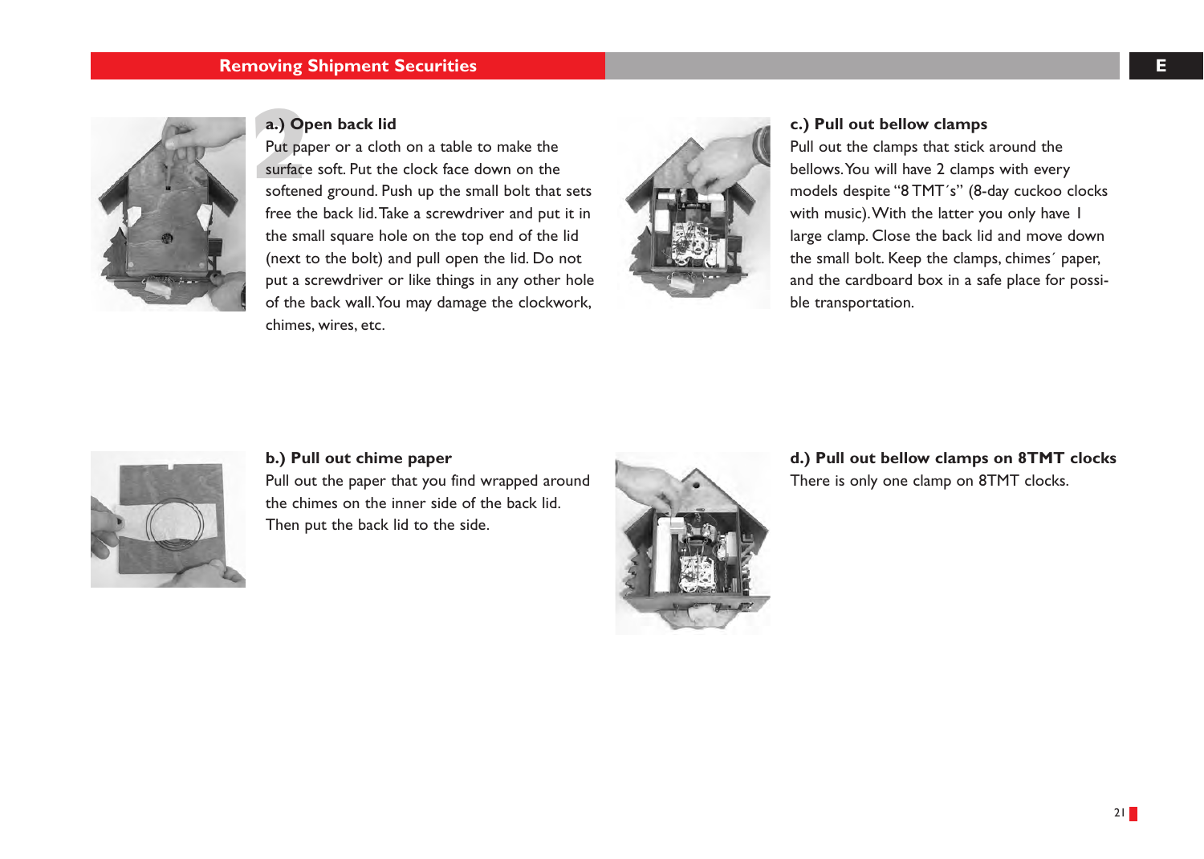## Removing Shipment Securities

**2**

### a.) Open back lid

Put paper or a cloth on a table to make the surface soft. Put the clock face down on the softened ground. Push up the small bolt that sets free the back lid. Take a screwdriver and put it in the small square hole on the top end of the lid (next to the bolt) and pull open the lid. Do not put a screwdriver or like things in any other hole of the back wall. You may damage the clockwork, chimes, wires, etc.

### b.) Pull out chime paper

Pull out the paper that you find wrapped around the chimes on the inner side of the back lid. Then put the back lid to the side.

### c.) Pull out bellow clamps

Pull out the clamps that stick around the bellows. You will have 2 clamps with every models despite “8 TMT´s” (8-day cuckoo clocks with music). With the latter you only have 1 large clamp. Close the back lid and move down the small bolt. Keep the clamps, chimes´ paper, and the cardboard box in a safe place for possible transportation.

### d.) Pull out bellow clamps on 8TMT clocks

There is only one clamp on 8TMT clocks.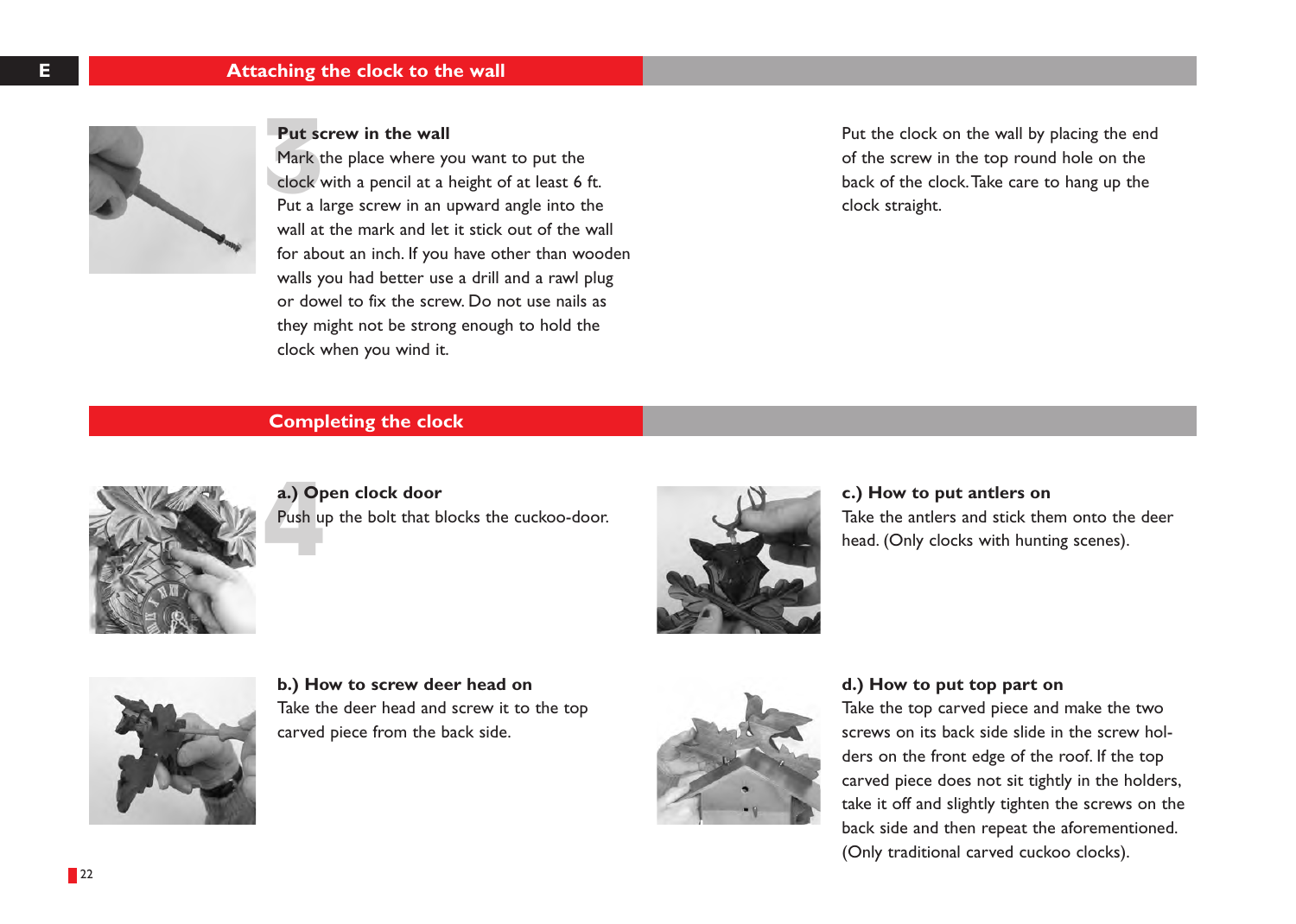## Attaching the clock to the wall

### 3 Put screw in the wall

Mark the place where you want to put the clock with a pencil at a height of at least 6 ft. Put a large screw in an upward angle into the wall at the mark and let it stick out of the wall for about an inch. If you have other than wooden walls you had better use a drill and a rawl plug or dowel to fix the screw. Do not use nails as they might not be strong enough to hold the clock when you wind it.

Put the clock on the wall by placing the end of the screw in the top round hole on the back of the clock. Take care to hang up the clock straight.

## Completing the clock

### 4 a.) Open clock door

Push up the bolt that blocks the cuckoo-door.

### b.) How to screw deer head on

Take the deer head and screw it to the top carved piece from the back side.

### c.) How to put antlers on

Take the antlers and stick them onto the deer head. (Only clocks with hunting scenes).

### d.) How to put top part on

Take the top carved piece and make the two screws on its back side slide in the screw holders on the front edge of the roof. If the top carved piece does not sit tightly in the holders, take it off and slightly tighten the screws on the back side and then repeat the aforementioned. (Only traditional carved cuckoo clocks).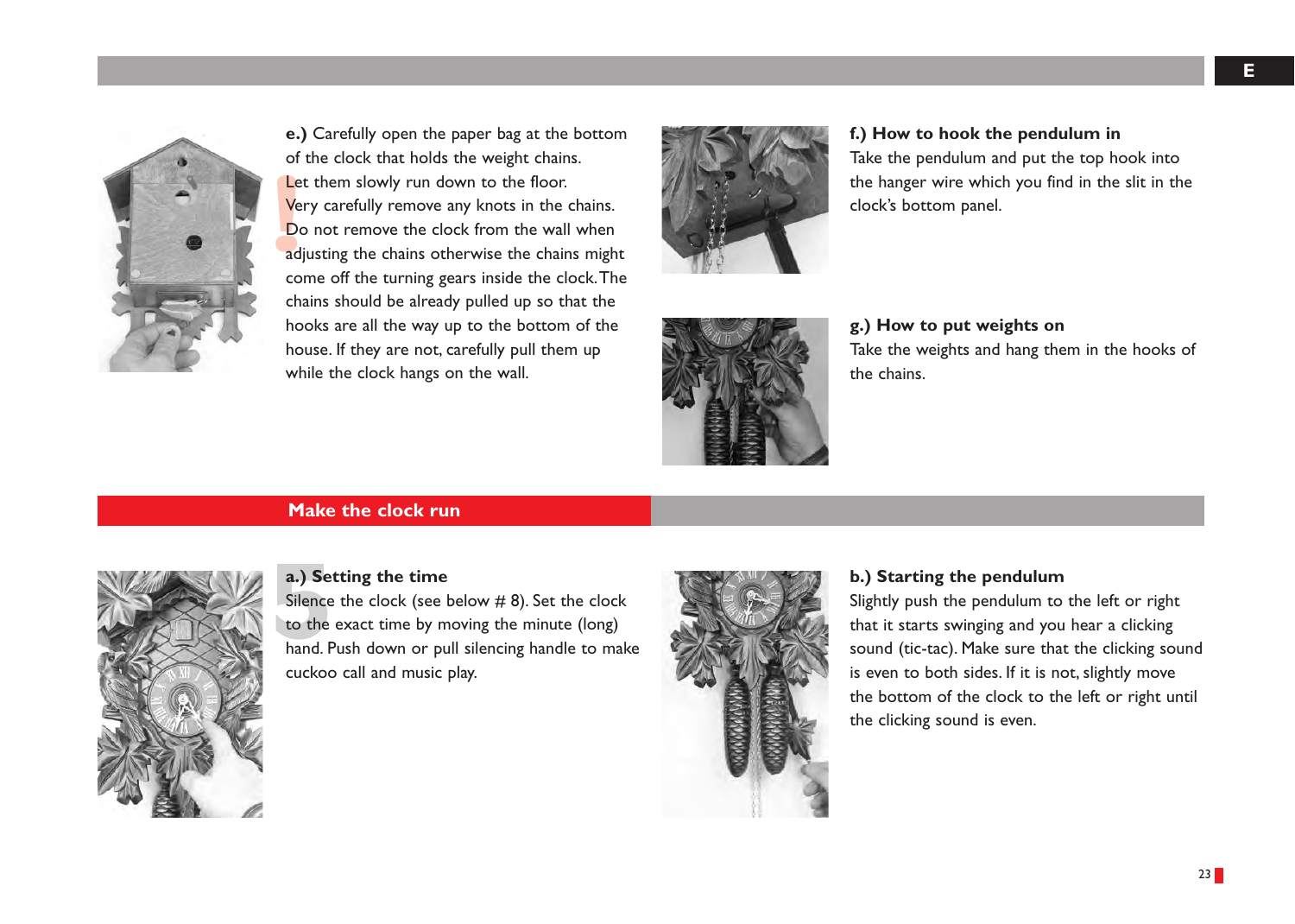**e.)** Carefully open the paper bag at the bottom of the clock that holds the weight chains. Let them slowly run down to the floor. Very carefully remove any knots in the chains. Do not remove the clock from the wall when adjusting the chains otherwise the chains might come off the turning gears inside the clock. The chains should be already pulled up so that the hooks are all the way up to the bottom of the house. If they are not, carefully pull them up while the clock hangs on the wall.

**f.) How to hook the pendulum in**

Take the pendulum and put the top hook into the hanger wire which you find in the slit in the clock's bottom panel.

**g.) How to put weights on**

Take the weights and hang them in the hooks of the chains.

## 5 Make the clock run

**a.) Setting the time**

Silence the clock (see below # 8). Set the clock to the exact time by moving the minute (long) hand. Push down or pull silencing handle to make cuckoo call and music play.

**b.) Starting the pendulum**

Slightly push the pendulum to the left or right that it starts swinging and you hear a clicking sound (tic-tac). Make sure that the clicking sound is even to both sides. If it is not, slightly move the bottom of the clock to the left or right until the clicking sound is even.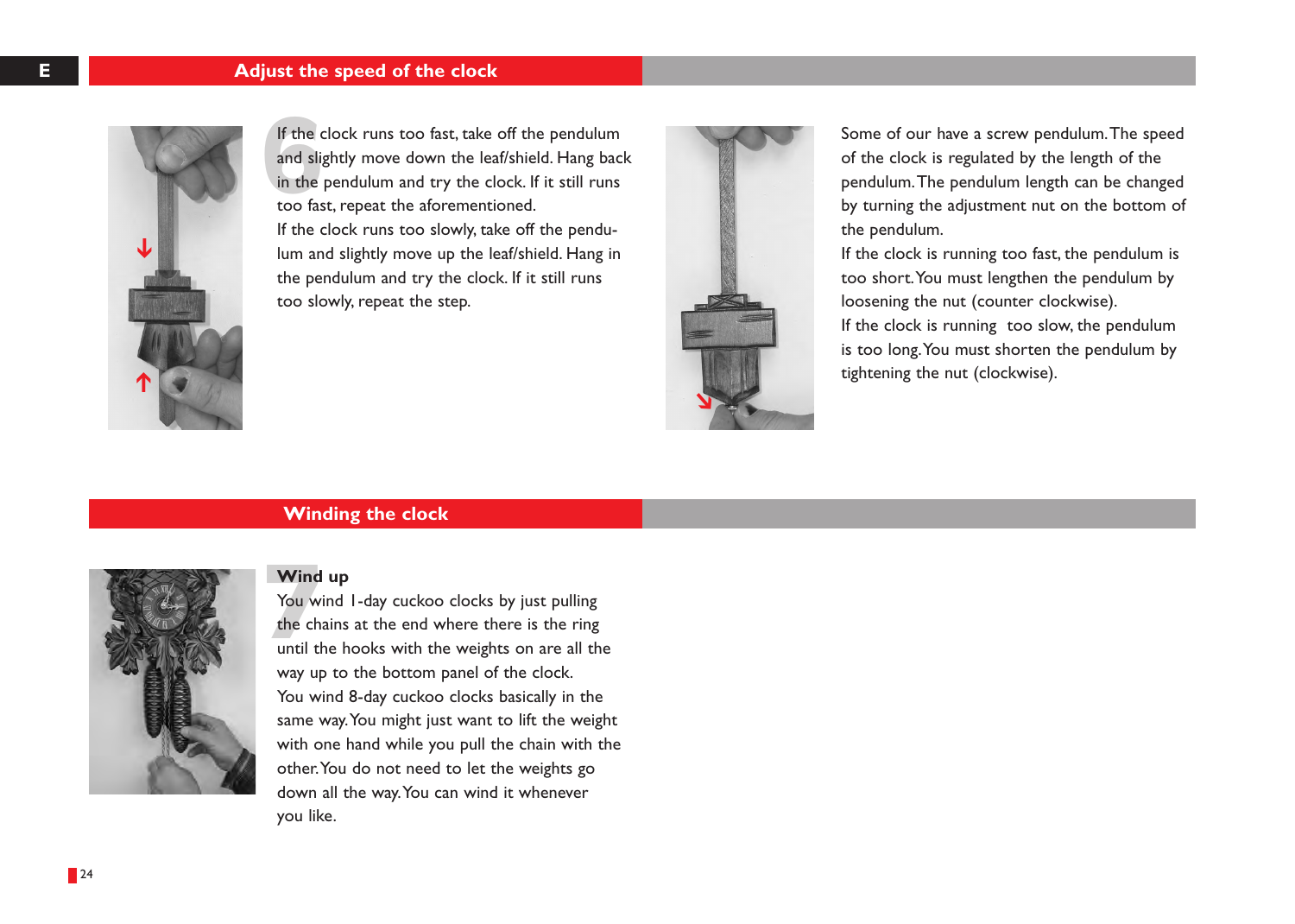## Adjust the speed of the clock

6

If the clock runs too fast, take off the pendulum and slightly move down the leaf/shield. Hang back in the pendulum and try the clock. If it still runs too fast, repeat the aforementioned.

If the clock runs too slowly, take off the pendulum and slightly move up the leaf/shield. Hang in the pendulum and try the clock. If it still runs too slowly, repeat the step.

Some of our have a screw pendulum. The speed of the clock is regulated by the length of the pendulum. The pendulum length can be changed by turning the adjustment nut on the bottom of the pendulum.

If the clock is running too fast, the pendulum is too short. You must lengthen the pendulum by loosening the nut (counter clockwise).

If the clock is running too slow, the pendulum is too long. You must shorten the pendulum by tightening the nut (clockwise).

## Winding the clock

7

**Wind up**

You wind 1-day cuckoo clocks by just pulling the chains at the end where there is the ring until the hooks with the weights on are all the way up to the bottom panel of the clock.

You wind 8-day cuckoo clocks basically in the same way. You might just want to lift the weight with one hand while you pull the chain with the other. You do not need to let the weights go down all the way. You can wind it whenever you like.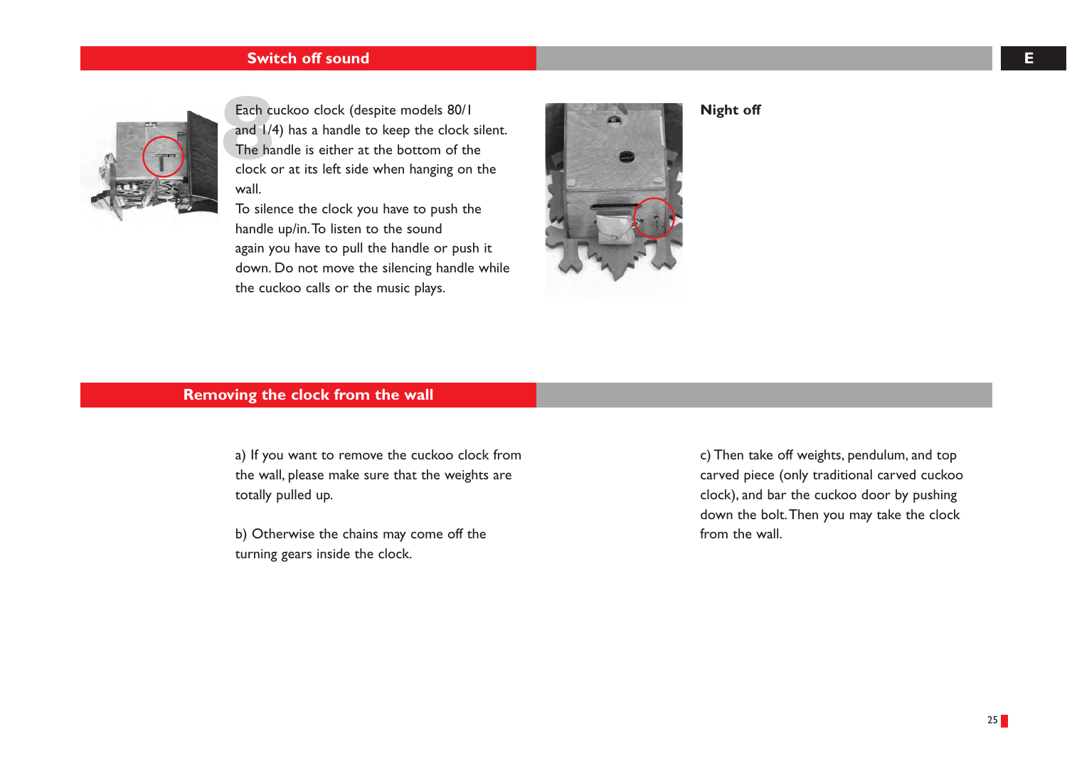## Switch off sound

Each cuckoo clock (despite models 80/1 and 1/4) has a handle to keep the clock silent. The handle is either at the bottom of the clock or at its left side when hanging on the wall.
To silence the clock you have to push the handle up/in. To listen to the sound again you have to pull the handle or push it down. Do not move the silencing handle while the cuckoo calls or the music plays.

**Night off**

## Removing the clock from the wall

a) If you want to remove the cuckoo clock from the wall, please make sure that the weights are totally pulled up.

b) Otherwise the chains may come off the turning gears inside the clock.

c) Then take off weights, pendulum, and top carved piece (only traditional carved cuckoo clock), and bar the cuckoo door by pushing down the bolt. Then you may take the clock from the wall.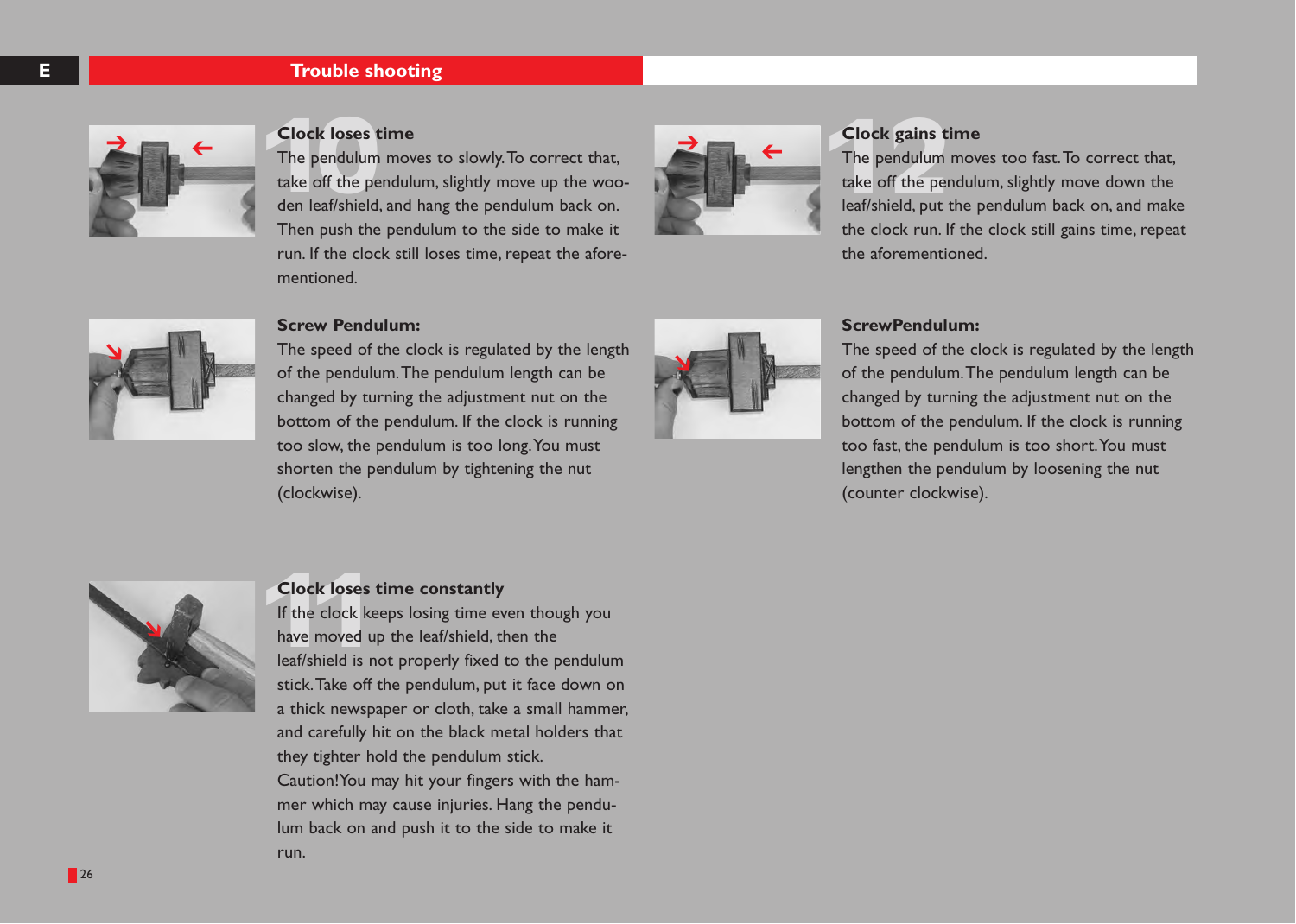# Trouble shooting

## 10 Clock loses time

The pendulum moves to slowly. To correct that, take off the pendulum, slightly move up the wooden leaf/shield, and hang the pendulum back on. Then push the pendulum to the side to make it run. If the clock still loses time, repeat the aforementioned.

### Screw Pendulum:

The speed of the clock is regulated by the length of the pendulum. The pendulum length can be changed by turning the adjustment nut on the bottom of the pendulum. If the clock is running too slow, the pendulum is too long. You must shorten the pendulum by tightening the nut (clockwise).

## 11 Clock loses time constantly

If the clock keeps losing time even though you have moved up the leaf/shield, then the leaf/shield is not properly fixed to the pendulum stick. Take off the pendulum, put it face down on a thick newspaper or cloth, take a small hammer, and carefully hit on the black metal holders that they tighter hold the pendulum stick.
Caution! You may hit your fingers with the hammer which may cause injuries. Hang the pendulum back on and push it to the side to make it run.

## 12 Clock gains time

The pendulum moves too fast. To correct that, take off the pendulum, slightly move down the leaf/shield, put the pendulum back on, and make the clock run. If the clock still gains time, repeat the aforementioned.

### ScrewPendulum:

The speed of the clock is regulated by the length of the pendulum. The pendulum length can be changed by turning the adjustment nut on the bottom of the pendulum. If the clock is running too fast, the pendulum is too short. You must lengthen the pendulum by loosening the nut (counter clockwise).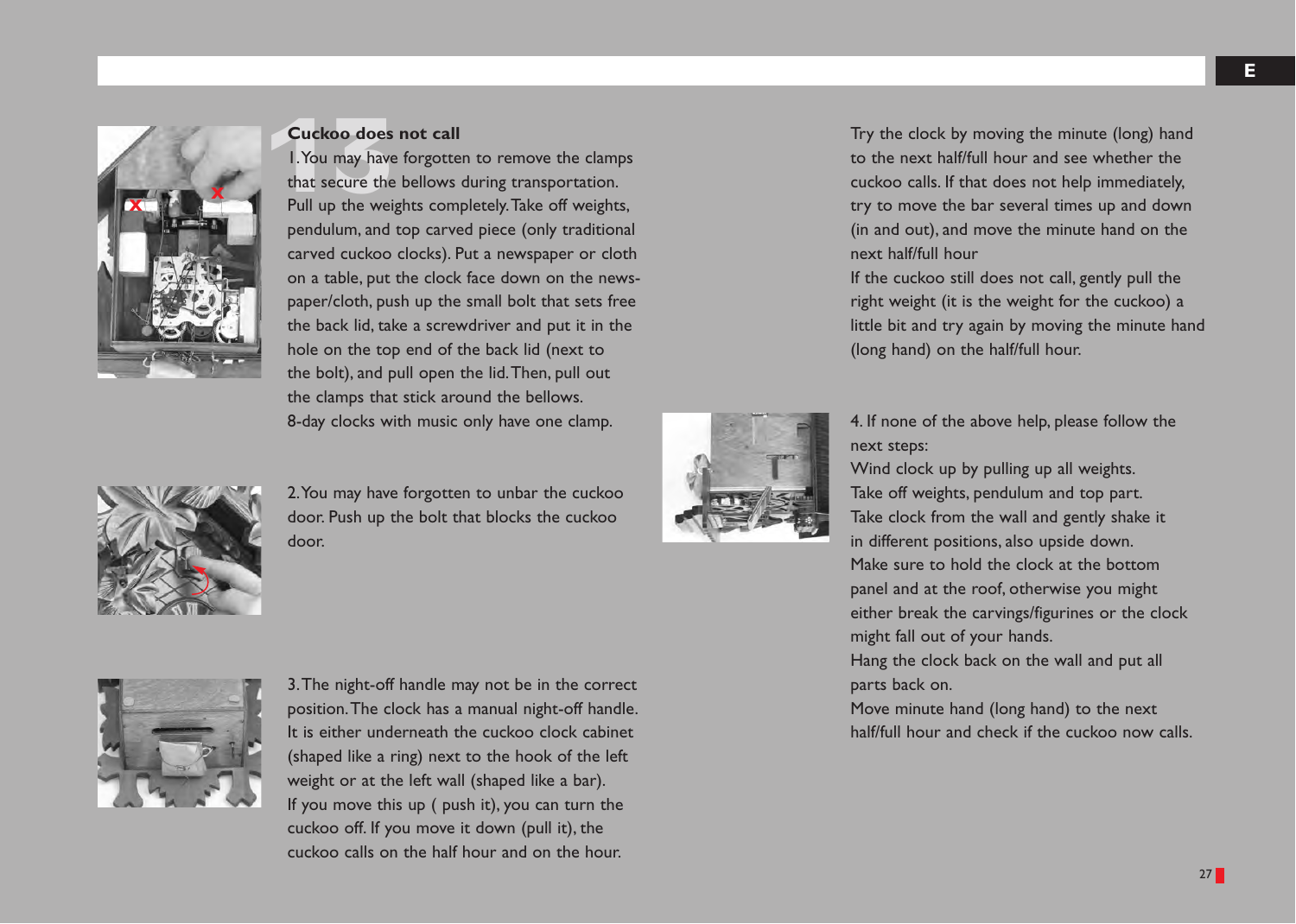## Cuckoo does not call

1. You may have forgotten to remove the clamps that secure the bellows during transportation. Pull up the weights completely. Take off weights, pendulum, and top carved piece (only traditional carved cuckoo clocks). Put a newspaper or cloth on a table, put the clock face down on the newspaper/cloth, push up the small bolt that sets free the back lid, take a screwdriver and put it in the hole on the top end of the back lid (next to the bolt), and pull open the lid. Then, pull out the clamps that stick around the bellows.
8-day clocks with music only have one clamp.

2. You may have forgotten to unbar the cuckoo door. Push up the bolt that blocks the cuckoo door.

3. The night-off handle may not be in the correct position. The clock has a manual night-off handle. It is either underneath the cuckoo clock cabinet (shaped like a ring) next to the hook of the left weight or at the left wall (shaped like a bar).
If you move this up ( push it), you can turn the cuckoo off. If you move it down (pull it), the cuckoo calls on the half hour and on the hour.

Try the clock by moving the minute (long) hand to the next half/full hour and see whether the cuckoo calls. If that does not help immediately, try to move the bar several times up and down (in and out), and move the minute hand on the next half/full hour
If the cuckoo still does not call, gently pull the right weight (it is the weight for the cuckoo) a little bit and try again by moving the minute hand (long hand) on the half/full hour.

4. If none of the above help, please follow the next steps:
Wind clock up by pulling up all weights.
Take off weights, pendulum and top part.
Take clock from the wall and gently shake it in different positions, also upside down.
Make sure to hold the clock at the bottom panel and at the roof, otherwise you might either break the carvings/figurines or the clock might fall out of your hands.
Hang the clock back on the wall and put all parts back on.
Move minute hand (long hand) to the next half/full hour and check if the cuckoo now calls.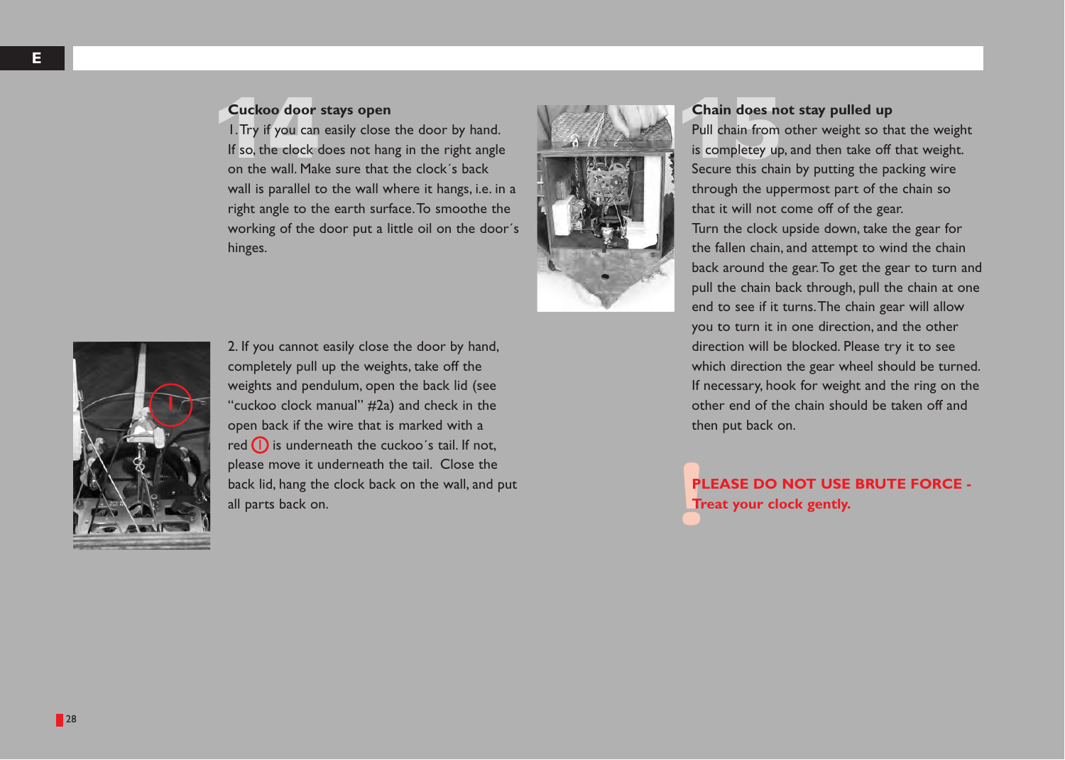## 14 Cuckoo door stays open

1. Try if you can easily close the door by hand. If so, the clock does not hang in the right angle on the wall. Make sure that the clock´s back wall is parallel to the wall where it hangs, i.e. in a right angle to the earth surface. To smoothe the working of the door put a little oil on the door´s hinges.

2. If you cannot easily close the door by hand, completely pull up the weights, take off the weights and pendulum, open the back lid (see "cuckoo clock manual" #2a) and check in the open back if the wire that is marked with a red (!) is underneath the cuckoo´s tail. If not, please move it underneath the tail. Close the back lid, hang the clock back on the wall, and put all parts back on.

## 15 Chain does not stay pulled up

Pull chain from other weight so that the weight is completey up, and then take off that weight. Secure this chain by putting the packing wire through the uppermost part of the chain so that it will not come off of the gear.

Turn the clock upside down, take the gear for the fallen chain, and attempt to wind the chain back around the gear. To get the gear to turn and pull the chain back through, pull the chain at one end to see if it turns. The chain gear will allow you to turn it in one direction, and the other direction will be blocked. Please try it to see which direction the gear wheel should be turned. If necessary, hook for weight and the ring on the other end of the chain should be taken off and then put back on.

**! PLEASE DO NOT USE BRUTE FORCE - Treat your clock gently.**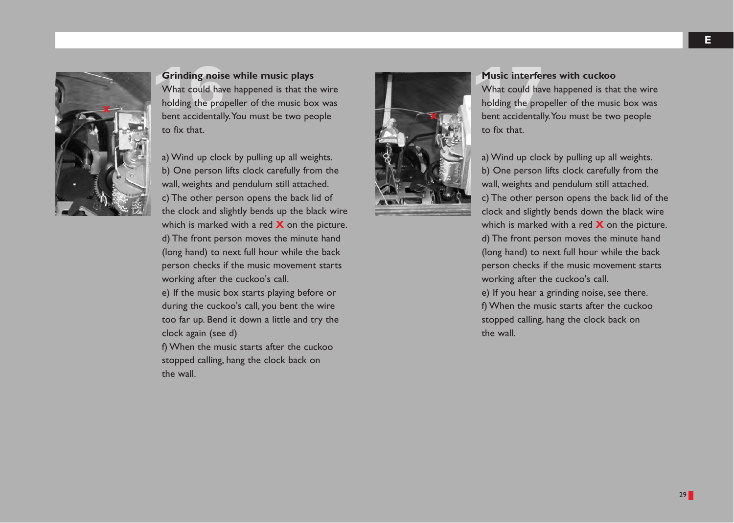## 16 Grinding noise while music plays

What could have happened is that the wire holding the propeller of the music box was bent accidentally. You must be two people to fix that.

a) Wind up clock by pulling up all weights.
b) One person lifts clock carefully from the wall, weights and pendulum still attached.
c) The other person opens the back lid of the clock and slightly bends up the black wire which is marked with a red **X** on the picture.
d) The front person moves the minute hand (long hand) to next full hour while the back person checks if the music movement starts working after the cuckoo's call.
e) If the music box starts playing before or during the cuckoo's call, you bent the wire too far up. Bend it down a little and try the clock again (see d)
f) When the music starts after the cuckoo stopped calling, hang the clock back on the wall.

## 17 Music interferes with cuckoo

What could have happened is that the wire holding the propeller of the music box was bent accidentally. You must be two people to fix that.

a) Wind up clock by pulling up all weights.
b) One person lifts clock carefully from the wall, weights and pendulum still attached.
c) The other person opens the back lid of the clock and slightly bends down the black wire which is marked with a red **X** on the picture.
d) The front person moves the minute hand (long hand) to next full hour while the back person checks if the music movement starts working after the cuckoo's call.
e) If you hear a grinding noise, see there.
f) When the music starts after the cuckoo stopped calling, hang the clock back on the wall.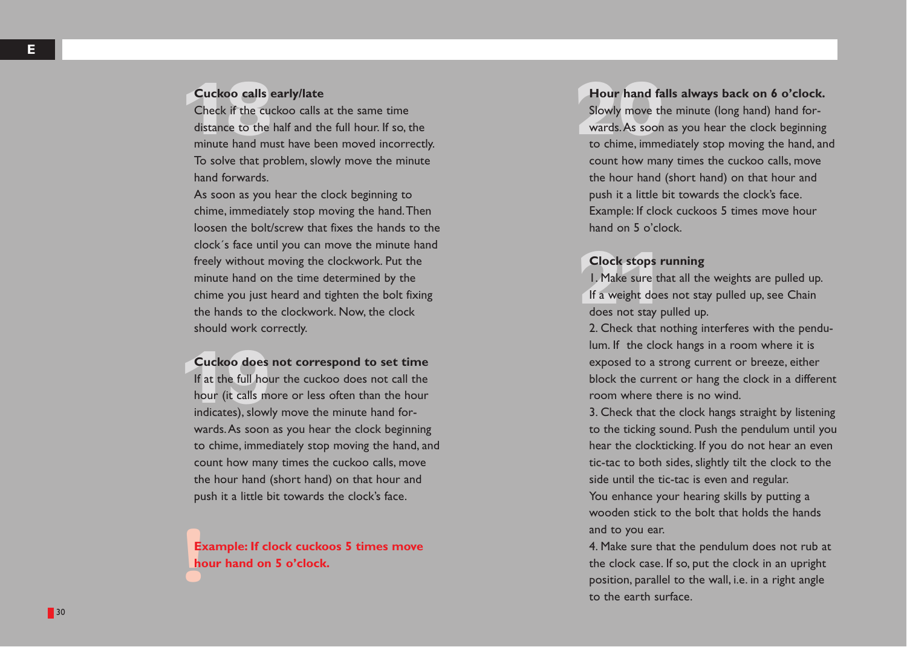## 18 Cuckoo calls early/late

Check if the cuckoo calls at the same time distance to the half and the full hour. If so, the minute hand must have been moved incorrectly. To solve that problem, slowly move the minute hand forwards.
As soon as you hear the clock beginning to chime, immediately stop moving the hand. Then loosen the bolt/screw that fixes the hands to the clock´s face until you can move the minute hand freely without moving the clockwork. Put the minute hand on the time determined by the chime you just heard and tighten the bolt fixing the hands to the clockwork. Now, the clock should work correctly.

## 19 Cuckoo does not correspond to set time

If at the full hour the cuckoo does not call the hour (it calls more or less often than the hour indicates), slowly move the minute hand forwards. As soon as you hear the clock beginning to chime, immediately stop moving the hand, and count how many times the cuckoo calls, move the hour hand (short hand) on that hour and push it a little bit towards the clock's face.

**! Example: If clock cuckoos 5 times move hour hand on 5 o'clock.**

## 20 Hour hand falls always back on 6 o'clock.

Slowly move the minute (long hand) hand forwards. As soon as you hear the clock beginning to chime, immediately stop moving the hand, and count how many times the cuckoo calls, move the hour hand (short hand) on that hour and push it a little bit towards the clock's face.
Example: If clock cuckoos 5 times move hour hand on 5 o'clock.

## 21 Clock stops running

1. Make sure that all the weights are pulled up. If a weight does not stay pulled up, see Chain does not stay pulled up.
2. Check that nothing interferes with the pendulum. If the clock hangs in a room where it is exposed to a strong current or breeze, either block the current or hang the clock in a different room where there is no wind.
3. Check that the clock hangs straight by listening to the ticking sound. Push the pendulum until you hear the clockticking. If you do not hear an even tic-tac to both sides, slightly tilt the clock to the side until the tic-tac is even and regular.
You enhance your hearing skills by putting a wooden stick to the bolt that holds the hands and to you ear.
4. Make sure that the pendulum does not rub at the clock case. If so, put the clock in an upright position, parallel to the wall, i.e. in a right angle to the earth surface.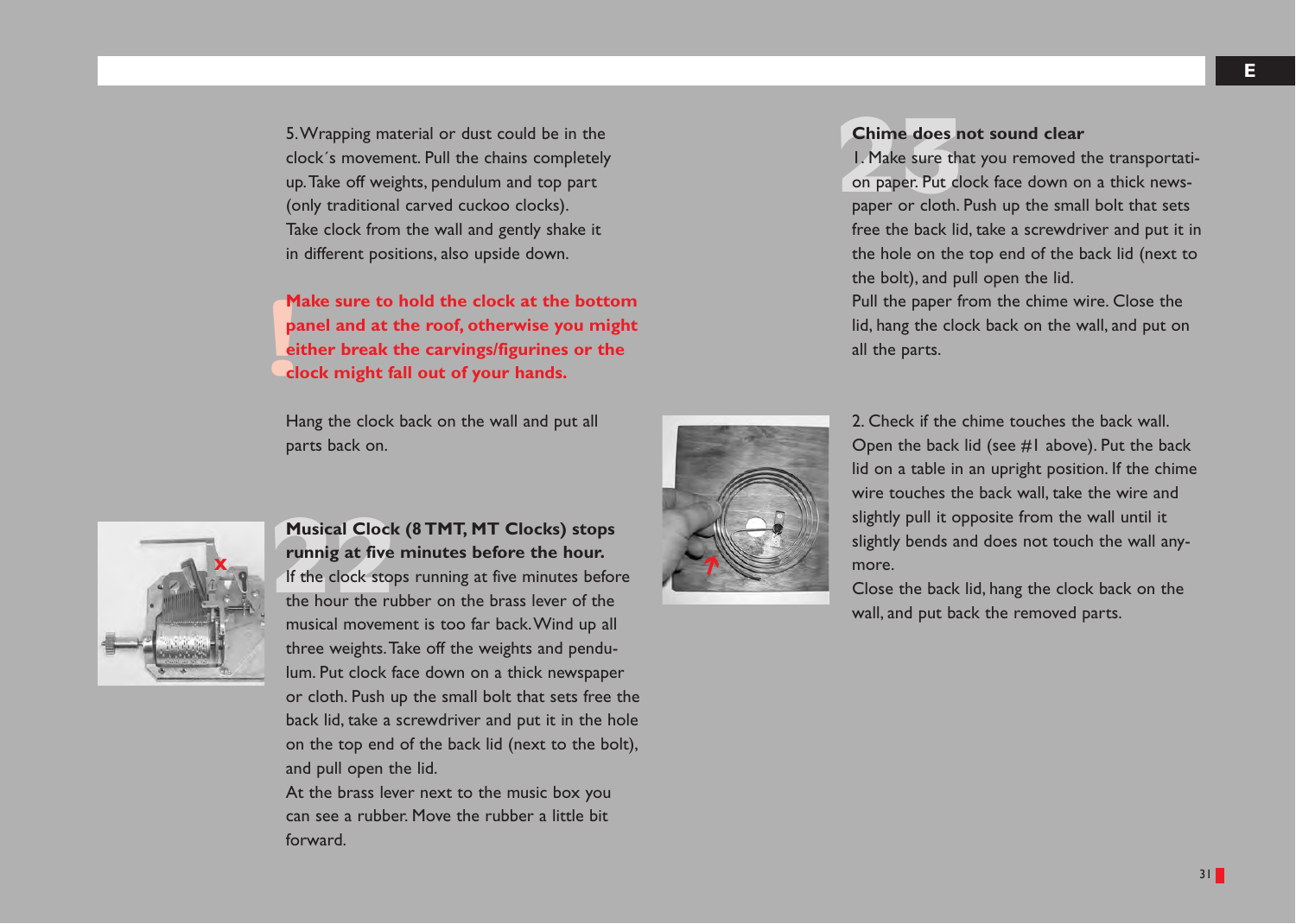5. Wrapping material or dust could be in the clock´s movement. Pull the chains completely up. Take off weights, pendulum and top part (only traditional carved cuckoo clocks). Take clock from the wall and gently shake it in different positions, also upside down.

**! Make sure to hold the clock at the bottom panel and at the roof, otherwise you might either break the carvings/figurines or the clock might fall out of your hands.**

Hang the clock back on the wall and put all parts back on.

## 22 Musical Clock (8 TMT, MT Clocks) stops runnig at five minutes before the hour.

If the clock stops running at five minutes before the hour the rubber on the brass lever of the musical movement is too far back. Wind up all three weights. Take off the weights and pendulum. Put clock face down on a thick newspaper or cloth. Push up the small bolt that sets free the back lid, take a screwdriver and put it in the hole on the top end of the back lid (next to the bolt), and pull open the lid.
At the brass lever next to the music box you can see a rubber. Move the rubber a little bit forward.

## 23 Chime does not sound clear

1. Make sure that you removed the transportation paper. Put clock face down on a thick newspaper or cloth. Push up the small bolt that sets free the back lid, take a screwdriver and put it in the hole on the top end of the back lid (next to the bolt), and pull open the lid.
Pull the paper from the chime wire. Close the lid, hang the clock back on the wall, and put on all the parts.

2. Check if the chime touches the back wall. Open the back lid (see #1 above). Put the back lid on a table in an upright position. If the chime wire touches the back wall, take the wire and slightly pull it opposite from the wall until it slightly bends and does not touch the wall anymore.
Close the back lid, hang the clock back on the wall, and put back the removed parts.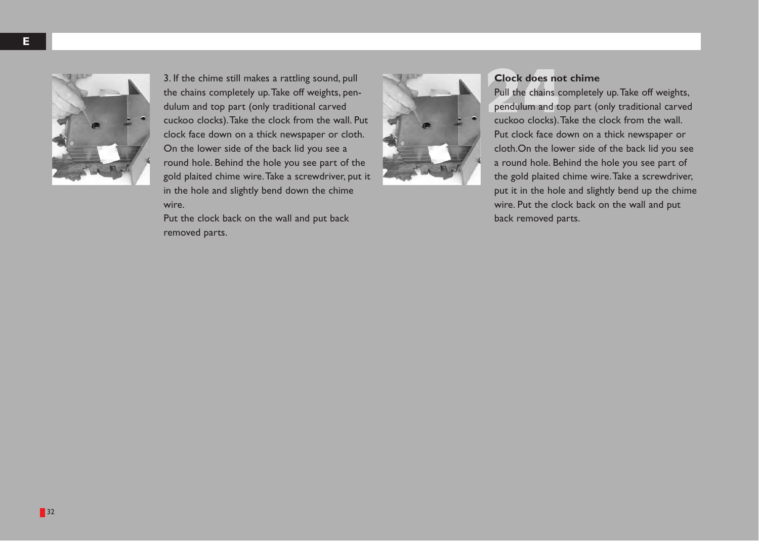3. If the chime still makes a rattling sound, pull the chains completely up. Take off weights, pendulum and top part (only traditional carved cuckoo clocks). Take the clock from the wall. Put clock face down on a thick newspaper or cloth. On the lower side of the back lid you see a round hole. Behind the hole you see part of the gold plaited chime wire. Take a screwdriver, put it in the hole and slightly bend down the chime wire.

Put the clock back on the wall and put back removed parts.

## 24 Clock does not chime

Pull the chains completely up. Take off weights, pendulum and top part (only traditional carved cuckoo clocks). Take the clock from the wall. Put clock face down on a thick newspaper or cloth. On the lower side of the back lid you see a round hole. Behind the hole you see part of the gold plaited chime wire. Take a screwdriver, put it in the hole and slightly bend up the chime wire. Put the clock back on the wall and put back removed parts.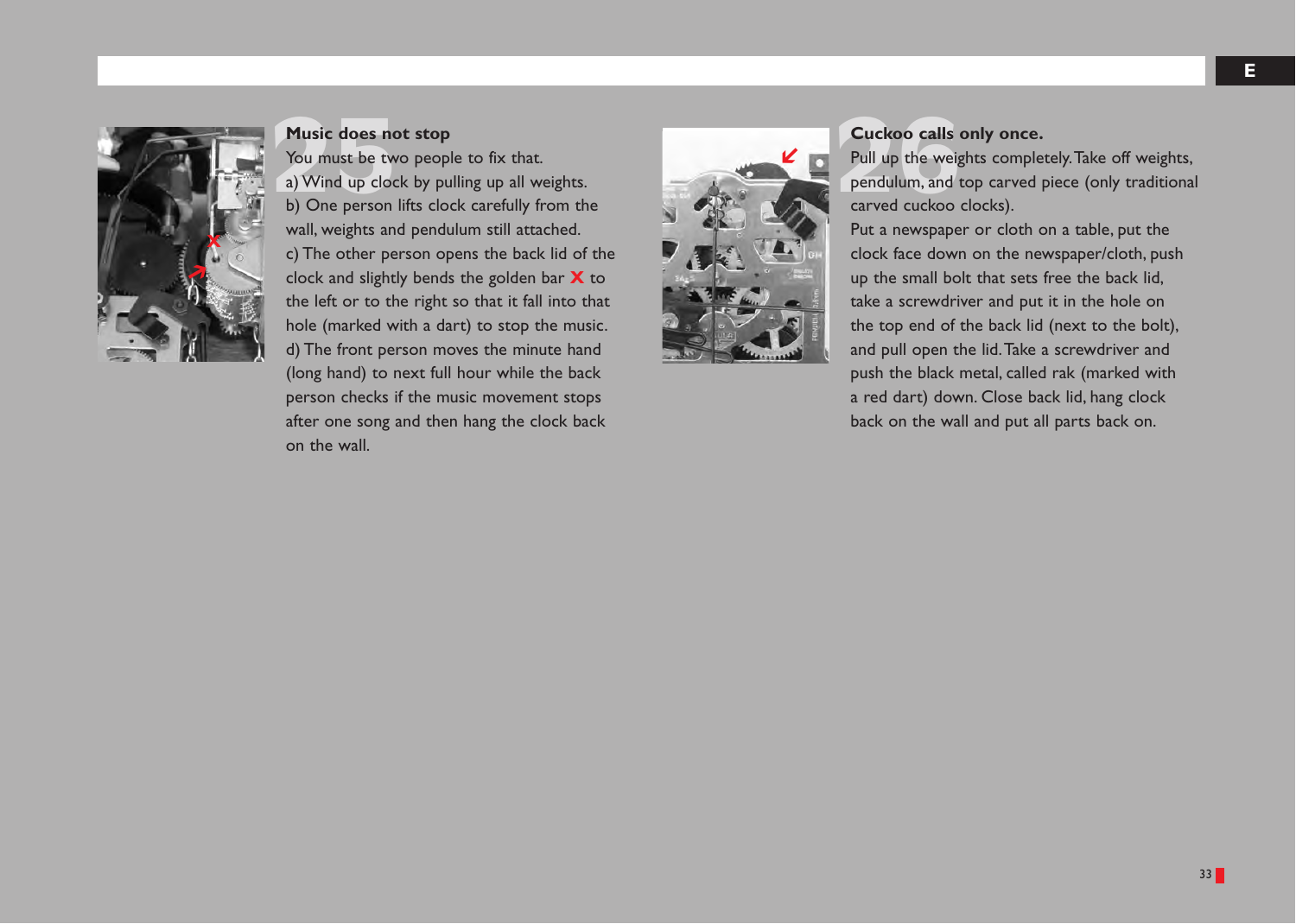## 25 Music does not stop

You must be two people to fix that.

a) Wind up clock by pulling up all weights.

b) One person lifts clock carefully from the wall, weights and pendulum still attached.

c) The other person opens the back lid of the clock and slightly bends the golden bar **X** to the left or to the right so that it fall into that hole (marked with a dart) to stop the music.

d) The front person moves the minute hand (long hand) to next full hour while the back person checks if the music movement stops after one song and then hang the clock back on the wall.

## 26 Cuckoo calls only once.

Pull up the weights completely. Take off weights, pendulum, and top carved piece (only traditional carved cuckoo clocks).

Put a newspaper or cloth on a table, put the clock face down on the newspaper/cloth, push up the small bolt that sets free the back lid, take a screwdriver and put it in the hole on the top end of the back lid (next to the bolt), and pull open the lid. Take a screwdriver and push the black metal, called rak (marked with a red dart) down. Close back lid, hang clock back on the wall and put all parts back on.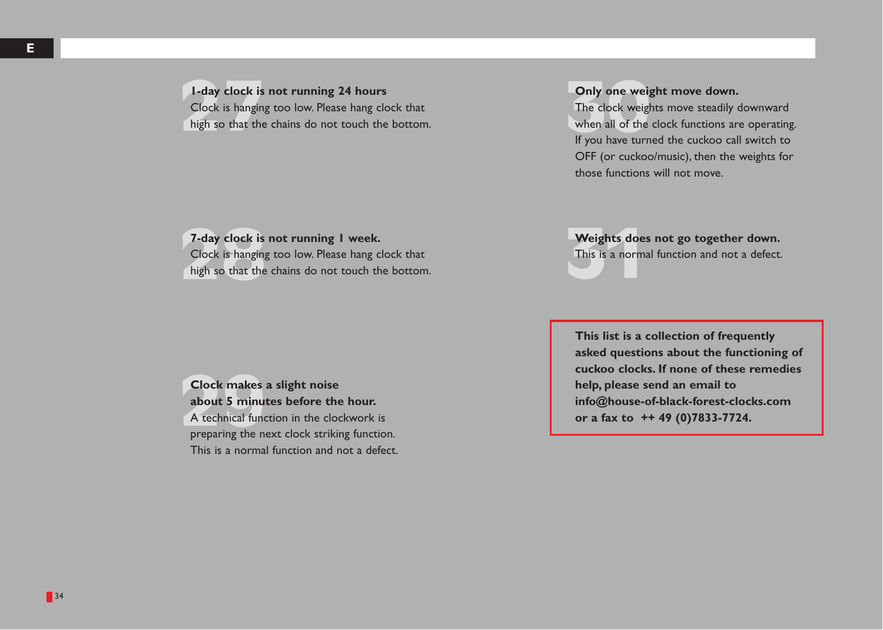## 27 1-day clock is not running 24 hours

Clock is hanging too low. Please hang clock that high so that the chains do not touch the bottom.

## 28 7-day clock is not running 1 week.

Clock is hanging too low. Please hang clock that high so that the chains do not touch the bottom.

## 29 Clock makes a slight noise about 5 minutes before the hour.

A technical function in the clockwork is preparing the next clock striking function. This is a normal function and not a defect.

## 30 Only one weight move down.

The clock weights move steadily downward when all of the clock functions are operating. If you have turned the cuckoo call switch to OFF (or cuckoo/music), then the weights for those functions will not move.

## 31 Weights does not go together down.

This is a normal function and not a defect.

**This list is a collection of frequently asked questions about the functioning of cuckoo clocks. If none of these remedies help, please send an email to info@house-of-black-forest-clocks.com or a fax to ++ 49 (0)7833-7724.**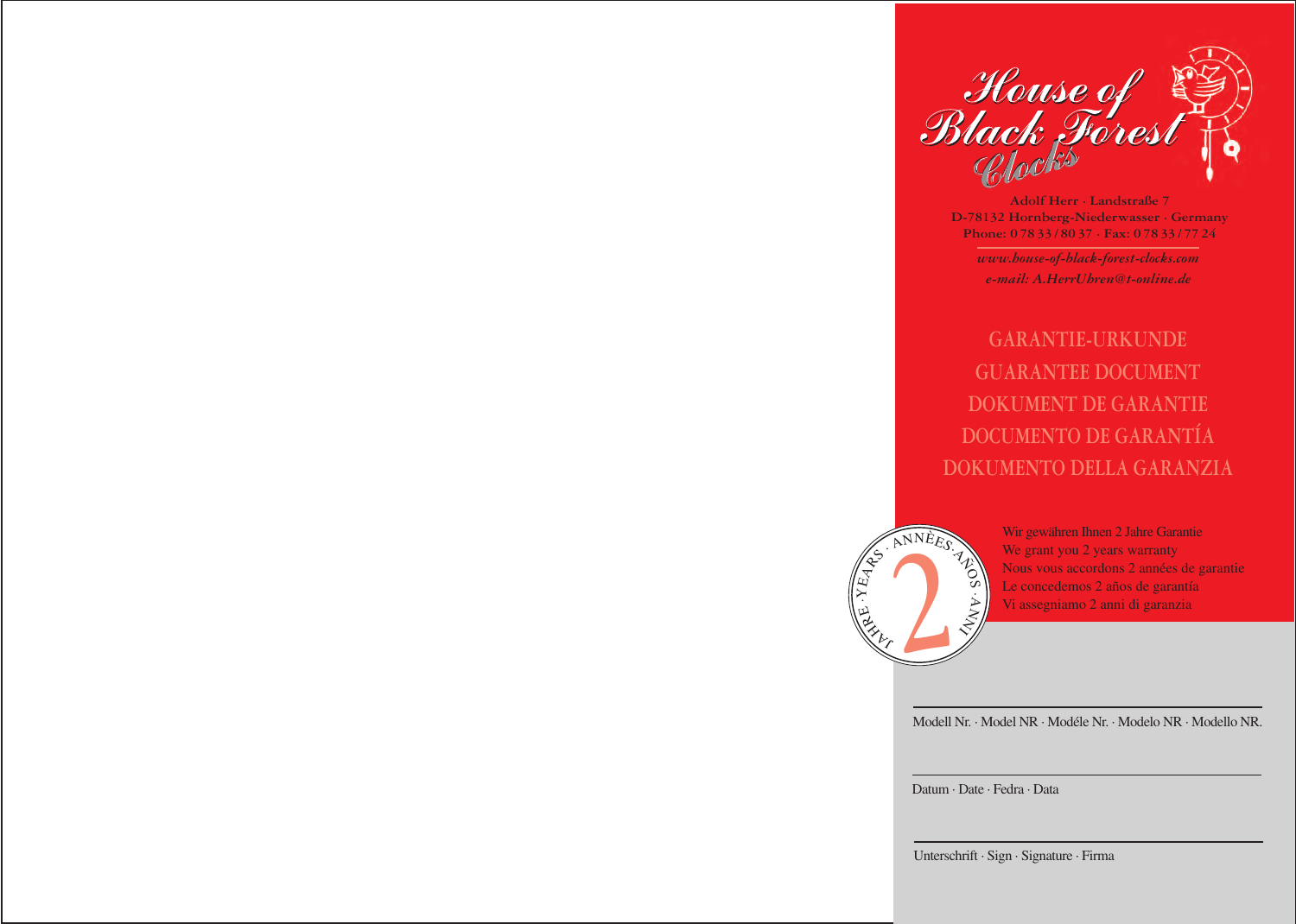# House of Black Forest Clocks

Adolf Herr · Landstraße 7
D-78132 Hornberg-Niederwasser · Germany
Phone: 0 78 33 / 80 37 · Fax: 0 78 33 / 77 24

*www.house-of-black-forest-clocks.com*
*e-mail: A.HerrUhren@t-online.de*

## GARANTIE-URKUNDE
## GUARANTEE DOCUMENT
## DOKUMENT DE GARANTIE
## DOCUMENTO DE GARANTÍA
## DOKUMENTO DELLA GARANZIA

JAHRE · YEARS · ANNÈES · AÑOS · ANNI
2

Wir gewähren Ihnen 2 Jahre Garantie
We grant you 2 years warranty
Nous vous accordons 2 années de garantie
Le concedemos 2 años de garantía
Vi assegniamo 2 anni di garanzia

Modell Nr. · Model NR · Modéle Nr. · Modelo NR · Modello NR.

Datum · Date · Fedra · Data

Unterschrift · Sign · Signature · Firma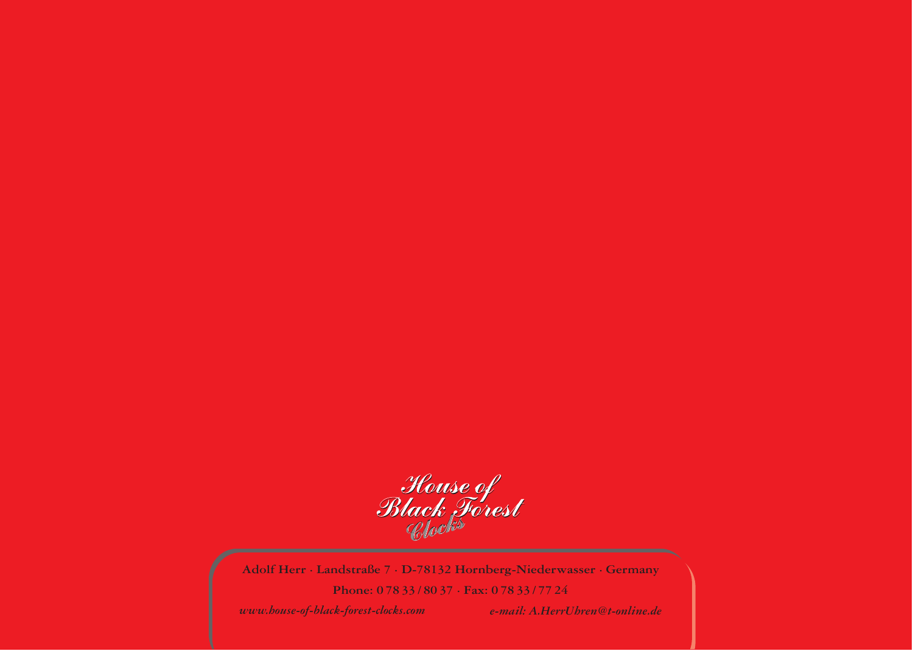House of Black Forest Clocks

Adolf Herr · Landstraße 7 · D-78132 Hornberg-Niederwasser · Germany

Phone: 0 78 33 / 80 37 · Fax: 0 78 33 / 77 24

*www.house-of-black-forest-clocks.com* *e-mail: A.HerrUhren@t-online.de*